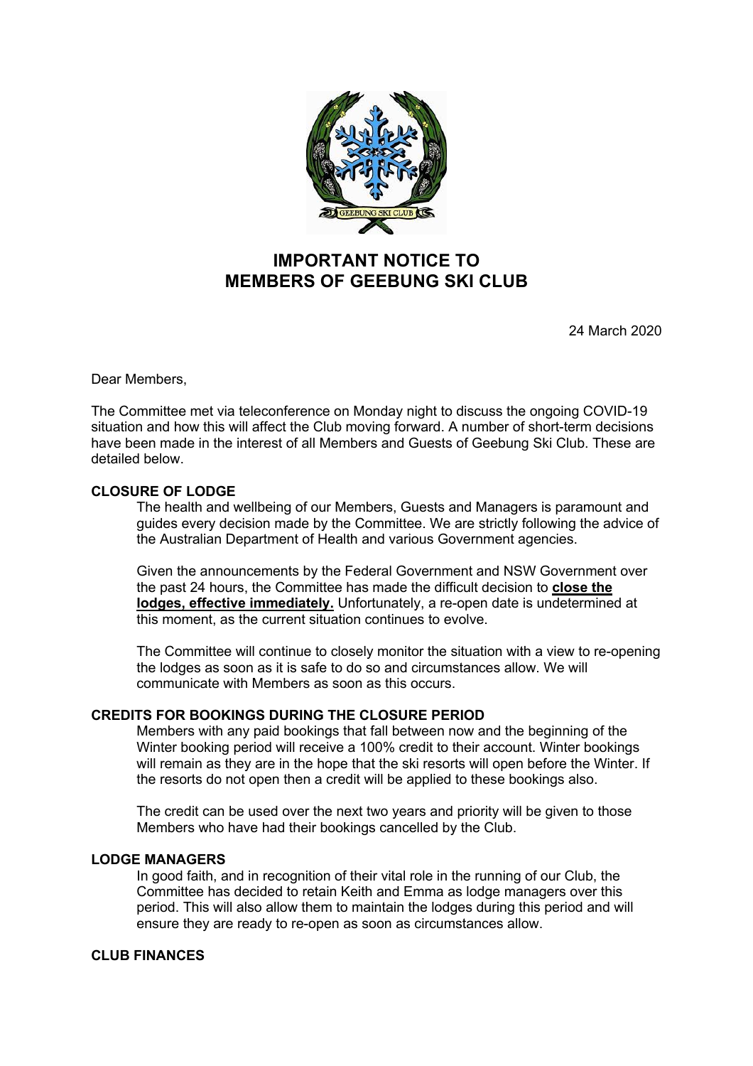# IMPORTANT NOTICE TO MEMBERS OF GEEBUNG SKI CLUB

24 March 2020

Dear Members,

The Committee met via teleconference on Monday night to discuss the ongoing COVID-19 situation and how this will affect the Club moving forward. A number of short-term decisions have been made in the interest of all Members and Guests of Geebung Ski Club. These are detailed below.

**CLOSURE OF LODGE**

The health and wellbeing of our Members, Guests and Managers is paramount and guides every decision made by the Committee. We are strictly following the advice of the Australian Department of Health and various Government agencies.

Given the announcements by the Federal Government and NSW Government over the past 24 hours, the Committee has made the difficult decision to **close the lodges, effective immediately.** Unfortunately, a re-open date is undetermined at this moment, as the current situation continues to evolve.

The Committee will continue to closely monitor the situation with a view to re-opening the lodges as soon as it is safe to do so and circumstances allow. We will communicate with Members as soon as this occurs.

**CREDITS FOR BOOKINGS DURING THE CLOSURE PERIOD**

Members with any paid bookings that fall between now and the beginning of the Winter booking period will receive a 100% credit to their account. Winter bookings will remain as they are in the hope that the ski resorts will open before the Winter. If the resorts do not open then a credit will be applied to these bookings also.

The credit can be used over the next two years and priority will be given to those Members who have had their bookings cancelled by the Club.

**LODGE MANAGERS**

In good faith, and in recognition of their vital role in the running of our Club, the Committee has decided to retain Keith and Emma as lodge managers over this period. This will also allow them to maintain the lodges during this period and will ensure they are ready to re-open as soon as circumstances allow.

**CLUB FINANCES**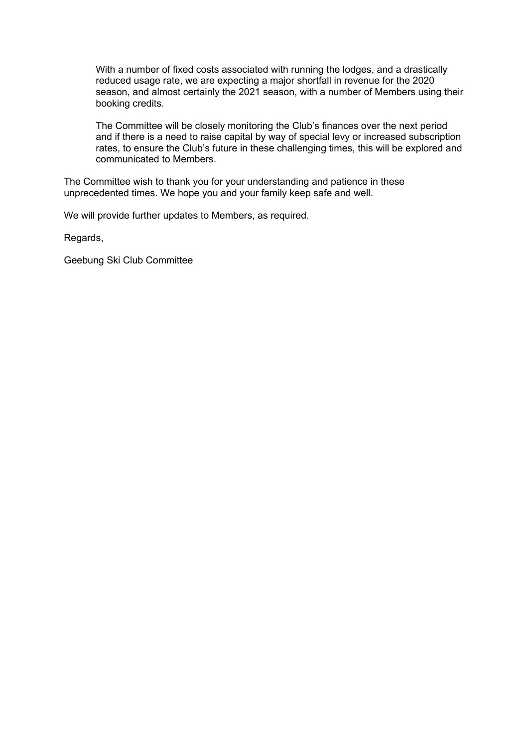With a number of fixed costs associated with running the lodges, and a drastically reduced usage rate, we are expecting a major shortfall in revenue for the 2020 season, and almost certainly the 2021 season, with a number of Members using their booking credits.

The Committee will be closely monitoring the Club's finances over the next period and if there is a need to raise capital by way of special levy or increased subscription rates, to ensure the Club's future in these challenging times, this will be explored and communicated to Members.

The Committee wish to thank you for your understanding and patience in these unprecedented times. We hope you and your family keep safe and well.

We will provide further updates to Members, as required.

Regards,

Geebung Ski Club Committee